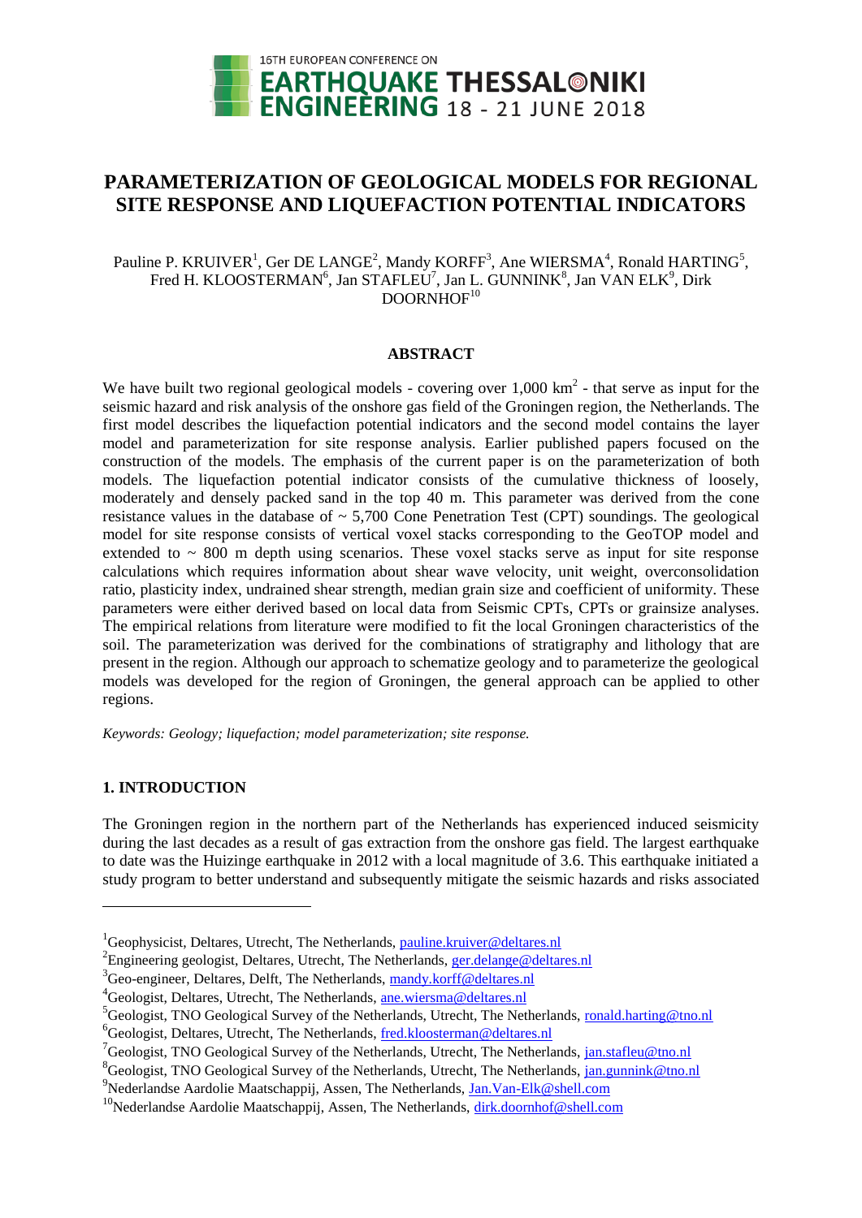# PARAMETERIZATION OF GEOLOGICAL MODELS FOR REGIONAL SITE RESPONSE AND LIQUEFACTION POTENTIAL INDICATORS

Pauline P. KRUIVER[1], Ger DE LANGE[2], Mandy KORFF[3], Ane WIERSMA[4], Ronald HARTING[5], Fred H. KLOOSTERMAN[6], Jan STAFLEU[7], Jan L. GUNNINK[8], Jan VAN ELK[9], Dirk DOORNHOF[10]

## ABSTRACT

We have built two regional geological models - covering over 1,000 km$^2$ - that serve as input for the seismic hazard and risk analysis of the onshore gas field of the Groningen region, the Netherlands. The first model describes the liquefaction potential indicators and the second model contains the layer model and parameterization for site response analysis. Earlier published papers focused on the construction of the models. The emphasis of the current paper is on the parameterization of both models. The liquefaction potential indicator consists of the cumulative thickness of loosely, moderately and densely packed sand in the top 40 m. This parameter was derived from the cone resistance values in the database of ~ 5,700 Cone Penetration Test (CPT) soundings. The geological model for site response consists of vertical voxel stacks corresponding to the GeoTOP model and extended to ~ 800 m depth using scenarios. These voxel stacks serve as input for site response calculations which requires information about shear wave velocity, unit weight, overconsolidation ratio, plasticity index, undrained shear strength, median grain size and coefficient of uniformity. These parameters were either derived based on local data from Seismic CPTs, CPTs or grainsize analyses. The empirical relations from literature were modified to fit the local Groningen characteristics of the soil. The parameterization was derived for the combinations of stratigraphy and lithology that are present in the region. Although our approach to schematize geology and to parameterize the geological models was developed for the region of Groningen, the general approach can be applied to other regions.

*Keywords: Geology; liquefaction; model parameterization; site response.*

## 1. INTRODUCTION

The Groningen region in the northern part of the Netherlands has experienced induced seismicity during the last decades as a result of gas extraction from the onshore gas field. The largest earthquake to date was the Huizinge earthquake in 2012 with a local magnitude of 3.6. This earthquake initiated a study program to better understand and subsequently mitigate the seismic hazards and risks associated

---

[1]Geophysicist, Deltares, Utrecht, The Netherlands, pauline.kruiver@deltares.nl
[2]Engineering geologist, Deltares, Utrecht, The Netherlands, ger.delange@deltares.nl
[3]Geo-engineer, Deltares, Delft, The Netherlands, mandy.korff@deltares.nl
[4]Geologist, Deltares, Utrecht, The Netherlands, ane.wiersma@deltares.nl
[5]Geologist, TNO Geological Survey of the Netherlands, Utrecht, The Netherlands, ronald.harting@tno.nl
[6]Geologist, Deltares, Utrecht, The Netherlands, fred.kloosterman@deltares.nl
[7]Geologist, TNO Geological Survey of the Netherlands, Utrecht, The Netherlands, jan.stafleu@tno.nl
[8]Geologist, TNO Geological Survey of the Netherlands, Utrecht, The Netherlands, jan.gunnink@tno.nl
[9]Nederlandse Aardolie Maatschappij, Assen, The Netherlands, Jan.Van-Elk@shell.com
[10]Nederlandse Aardolie Maatschappij, Assen, The Netherlands, dirk.doornhof@shell.com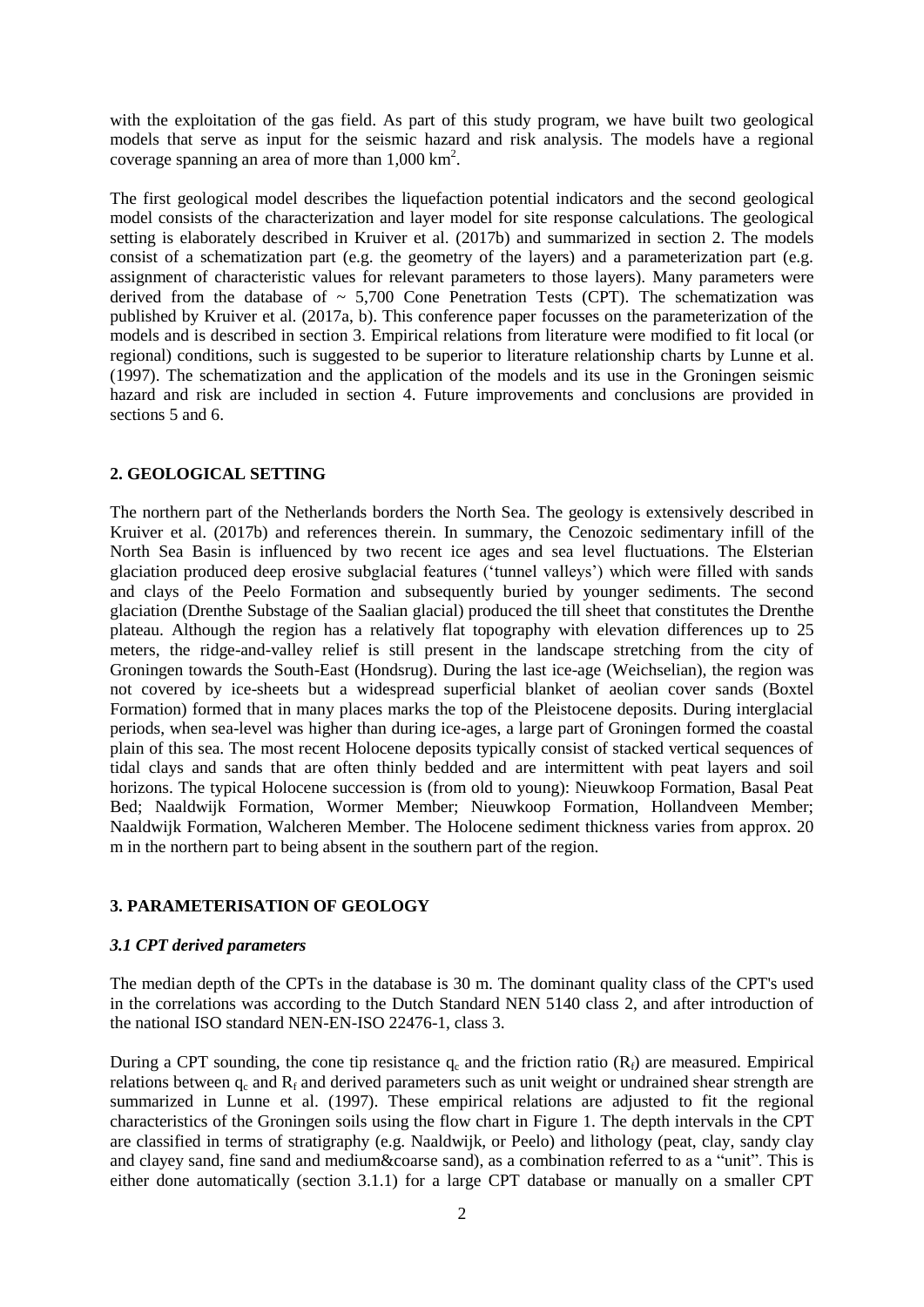with the exploitation of the gas field. As part of this study program, we have built two geological models that serve as input for the seismic hazard and risk analysis. The models have a regional coverage spanning an area of more than 1,000 km$^2$.

The first geological model describes the liquefaction potential indicators and the second geological model consists of the characterization and layer model for site response calculations. The geological setting is elaborately described in Kruiver et al. (2017b) and summarized in section 2. The models consist of a schematization part (e.g. the geometry of the layers) and a parameterization part (e.g. assignment of characteristic values for relevant parameters to those layers). Many parameters were derived from the database of ~ 5,700 Cone Penetration Tests (CPT). The schematization was published by Kruiver et al. (2017a, b). This conference paper focusses on the parameterization of the models and is described in section 3. Empirical relations from literature were modified to fit local (or regional) conditions, such is suggested to be superior to literature relationship charts by Lunne et al. (1997). The schematization and the application of the models and its use in the Groningen seismic hazard and risk are included in section 4. Future improvements and conclusions are provided in sections 5 and 6.

## 2. GEOLOGICAL SETTING

The northern part of the Netherlands borders the North Sea. The geology is extensively described in Kruiver et al. (2017b) and references therein. In summary, the Cenozoic sedimentary infill of the North Sea Basin is influenced by two recent ice ages and sea level fluctuations. The Elsterian glaciation produced deep erosive subglacial features ('tunnel valleys') which were filled with sands and clays of the Peelo Formation and subsequently buried by younger sediments. The second glaciation (Drenthe Substage of the Saalian glacial) produced the till sheet that constitutes the Drenthe plateau. Although the region has a relatively flat topography with elevation differences up to 25 meters, the ridge-and-valley relief is still present in the landscape stretching from the city of Groningen towards the South-East (Hondsrug). During the last ice-age (Weichselian), the region was not covered by ice-sheets but a widespread superficial blanket of aeolian cover sands (Boxtel Formation) formed that in many places marks the top of the Pleistocene deposits. During interglacial periods, when sea-level was higher than during ice-ages, a large part of Groningen formed the coastal plain of this sea. The most recent Holocene deposits typically consist of stacked vertical sequences of tidal clays and sands that are often thinly bedded and are intermittent with peat layers and soil horizons. The typical Holocene succession is (from old to young): Nieuwkoop Formation, Basal Peat Bed; Naaldwijk Formation, Wormer Member; Nieuwkoop Formation, Hollandveen Member; Naaldwijk Formation, Walcheren Member. The Holocene sediment thickness varies from approx. 20 m in the northern part to being absent in the southern part of the region.

## 3. PARAMETERISATION OF GEOLOGY

### *3.1 CPT derived parameters*

The median depth of the CPTs in the database is 30 m. The dominant quality class of the CPT's used in the correlations was according to the Dutch Standard NEN 5140 class 2, and after introduction of the national ISO standard NEN-EN-ISO 22476-1, class 3.

During a CPT sounding, the cone tip resistance $q_c$ and the friction ratio ($R_f$) are measured. Empirical relations between $q_c$ and $R_f$ and derived parameters such as unit weight or undrained shear strength are summarized in Lunne et al. (1997). These empirical relations are adjusted to fit the regional characteristics of the Groningen soils using the flow chart in Figure 1. The depth intervals in the CPT are classified in terms of stratigraphy (e.g. Naaldwijk, or Peelo) and lithology (peat, clay, sandy clay and clayey sand, fine sand and medium&coarse sand), as a combination referred to as a "unit". This is either done automatically (section 3.1.1) for a large CPT database or manually on a smaller CPT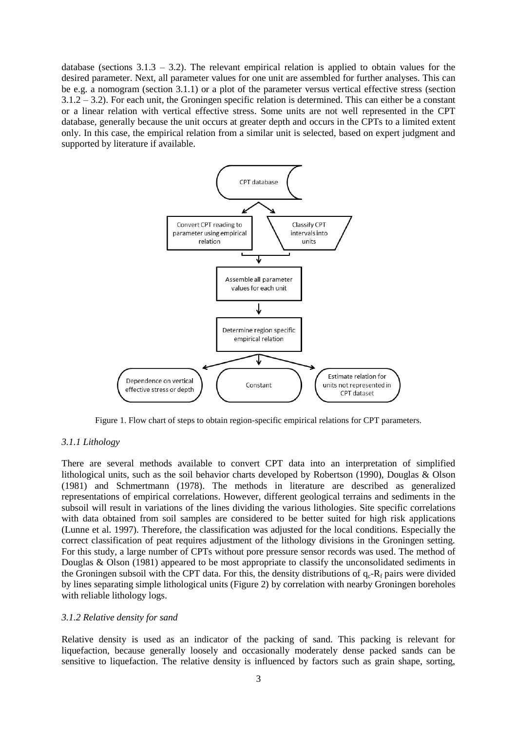database (sections 3.1.3 – 3.2). The relevant empirical relation is applied to obtain values for the desired parameter. Next, all parameter values for one unit are assembled for further analyses. This can be e.g. a nomogram (section 3.1.1) or a plot of the parameter versus vertical effective stress (section 3.1.2 – 3.2). For each unit, the Groningen specific relation is determined. This can either be a constant or a linear relation with vertical effective stress. Some units are not well represented in the CPT database, generally because the unit occurs at greater depth and occurs in the CPTs to a limited extent only. In this case, the empirical relation from a similar unit is selected, based on expert judgment and supported by literature if available.

CPT database

Convert CPT reading to parameter using empirical relation

Classify CPT intervals into units

Assemble all parameter values for each unit

Determine region specific empirical relation

Dependence on vertical effective stress or depth

Constant

Estimate relation for units not represented in CPT dataset

Figure 1. Flow chart of steps to obtain region-specific empirical relations for CPT parameters.

### *3.1.1 Lithology*

There are several methods available to convert CPT data into an interpretation of simplified lithological units, such as the soil behavior charts developed by Robertson (1990), Douglas & Olson (1981) and Schmertmann (1978). The methods in literature are described as generalized representations of empirical correlations. However, different geological terrains and sediments in the subsoil will result in variations of the lines dividing the various lithologies. Site specific correlations with data obtained from soil samples are considered to be better suited for high risk applications (Lunne et al. 1997). Therefore, the classification was adjusted for the local conditions. Especially the correct classification of peat requires adjustment of the lithology divisions in the Groningen setting. For this study, a large number of CPTs without pore pressure sensor records was used. The method of Douglas & Olson (1981) appeared to be most appropriate to classify the unconsolidated sediments in the Groningen subsoil with the CPT data. For this, the density distributions of $q_c$-$R_f$ pairs were divided by lines separating simple lithological units (Figure 2) by correlation with nearby Groningen boreholes with reliable lithology logs.

### *3.1.2 Relative density for sand*

Relative density is used as an indicator of the packing of sand. This packing is relevant for liquefaction, because generally loosely and occasionally moderately dense packed sands can be sensitive to liquefaction. The relative density is influenced by factors such as grain shape, sorting,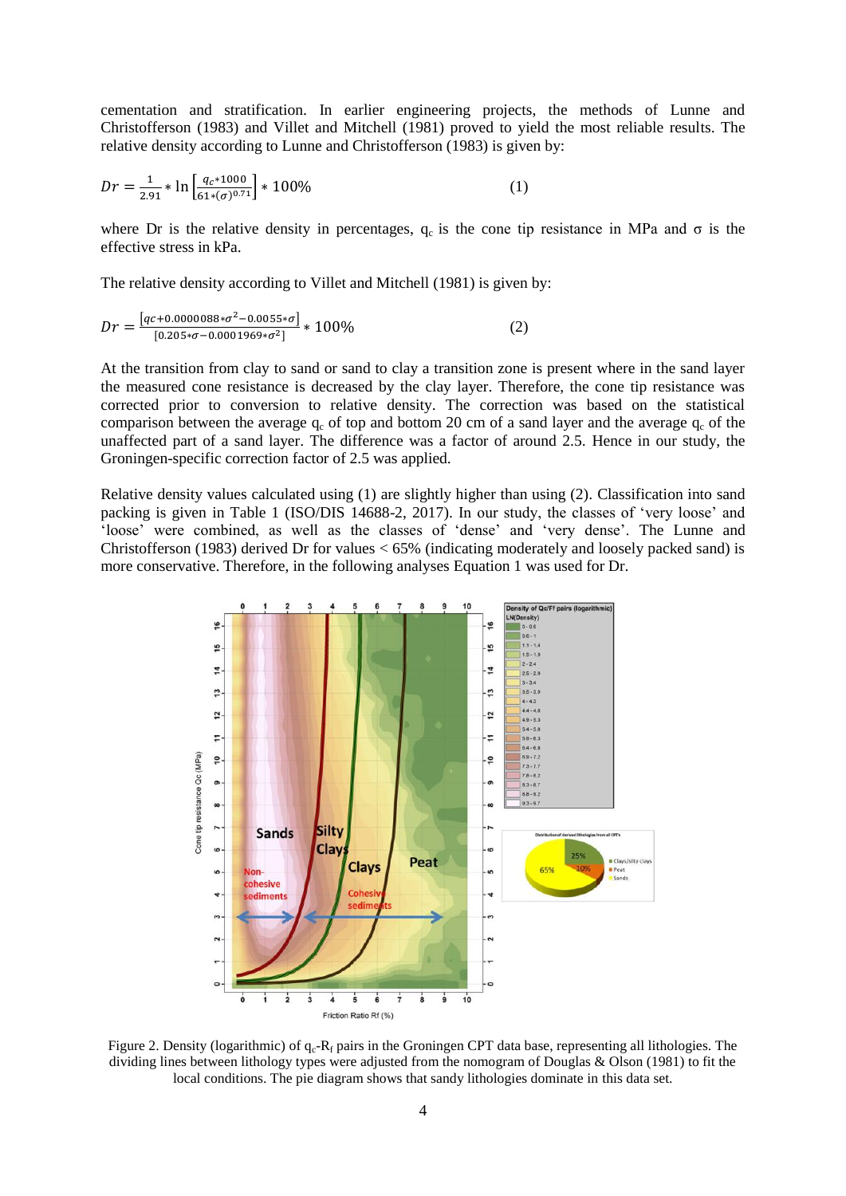cementation and stratification. In earlier engineering projects, the methods of Lunne and Christofferson (1983) and Villet and Mitchell (1981) proved to yield the most reliable results. The relative density according to Lunne and Christofferson (1983) is given by:

$$Dr = \frac{1}{2.91} * \ln\left[\frac{q_c * 1000}{61 * (\sigma)^{0.71}}\right] * 100\% \qquad (1)$$

where Dr is the relative density in percentages, $q_c$ is the cone tip resistance in MPa and σ is the effective stress in kPa.

The relative density according to Villet and Mitchell (1981) is given by:

$$Dr = \frac{[qc + 0.0000088 * \sigma^2 - 0.0055 * \sigma]}{[0.205 * \sigma - 0.0001969 * \sigma^2]} * 100\% \qquad (2)$$

At the transition from clay to sand or sand to clay a transition zone is present where in the sand layer the measured cone resistance is decreased by the clay layer. Therefore, the cone tip resistance was corrected prior to conversion to relative density. The correction was based on the statistical comparison between the average $q_c$ of top and bottom 20 cm of a sand layer and the average $q_c$ of the unaffected part of a sand layer. The difference was a factor of around 2.5. Hence in our study, the Groningen-specific correction factor of 2.5 was applied.

Relative density values calculated using (1) are slightly higher than using (2). Classification into sand packing is given in Table 1 (ISO/DIS 14688-2, 2017). In our study, the classes of 'very loose' and 'loose' were combined, as well as the classes of 'dense' and 'very dense'. The Lunne and Christofferson (1983) derived Dr for values < 65% (indicating moderately and loosely packed sand) is more conservative. Therefore, in the following analyses Equation 1 was used for Dr.

Figure 2. Density (logarithmic) of $q_c$-$R_f$ pairs in the Groningen CPT data base, representing all lithologies. The dividing lines between lithology types were adjusted from the nomogram of Douglas & Olson (1981) to fit the local conditions. The pie diagram shows that sandy lithologies dominate in this data set.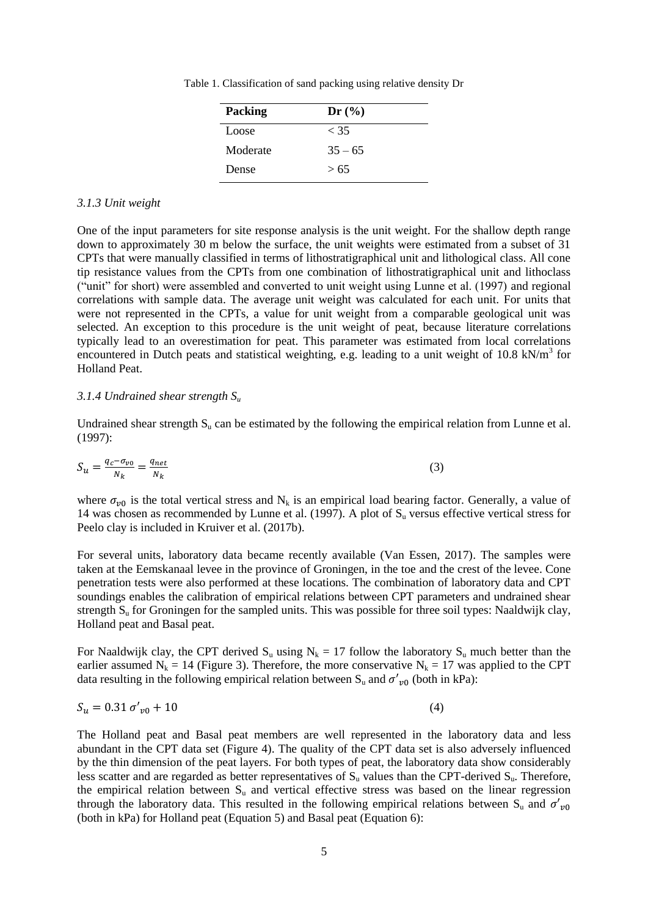Table 1. Classification of sand packing using relative density Dr

| **Packing** | **Dr (%)** |
|---|---|
| Loose | < 35 |
| Moderate | 35 – 65 |
| Dense | > 65 |

### *3.1.3 Unit weight*

One of the input parameters for site response analysis is the unit weight. For the shallow depth range down to approximately 30 m below the surface, the unit weights were estimated from a subset of 31 CPTs that were manually classified in terms of lithostratigraphical unit and lithological class. All cone tip resistance values from the CPTs from one combination of lithostratigraphical unit and lithoclass ("unit" for short) were assembled and converted to unit weight using Lunne et al. (1997) and regional correlations with sample data. The average unit weight was calculated for each unit. For units that were not represented in the CPTs, a value for unit weight from a comparable geological unit was selected. An exception to this procedure is the unit weight of peat, because literature correlations typically lead to an overestimation for peat. This parameter was estimated from local correlations encountered in Dutch peats and statistical weighting, e.g. leading to a unit weight of 10.8 kN/m$^3$ for Holland Peat.

### *3.1.4 Undrained shear strength $S_u$*

Undrained shear strength $S_u$ can be estimated by the following the empirical relation from Lunne et al. (1997):

$$S_u = \frac{q_c - \sigma_{v0}}{N_k} = \frac{q_{net}}{N_k} \tag{3}$$

where $\sigma_{v0}$ is the total vertical stress and $N_k$ is an empirical load bearing factor. Generally, a value of 14 was chosen as recommended by Lunne et al. (1997). A plot of $S_u$ versus effective vertical stress for Peelo clay is included in Kruiver et al. (2017b).

For several units, laboratory data became recently available (Van Essen, 2017). The samples were taken at the Eemskanaal levee in the province of Groningen, in the toe and the crest of the levee. Cone penetration tests were also performed at these locations. The combination of laboratory data and CPT soundings enables the calibration of empirical relations between CPT parameters and undrained shear strength $S_u$ for Groningen for the sampled units. This was possible for three soil types: Naaldwijk clay, Holland peat and Basal peat.

For Naaldwijk clay, the CPT derived $S_u$ using $N_k = 17$ follow the laboratory $S_u$ much better than the earlier assumed $N_k = 14$ (Figure 3). Therefore, the more conservative $N_k = 17$ was applied to the CPT data resulting in the following empirical relation between $S_u$ and $\sigma'_{v0}$ (both in kPa):

$$S_u = 0.31\,\sigma'_{v0} + 10 \tag{4}$$

The Holland peat and Basal peat members are well represented in the laboratory data and less abundant in the CPT data set (Figure 4). The quality of the CPT data set is also adversely influenced by the thin dimension of the peat layers. For both types of peat, the laboratory data show considerably less scatter and are regarded as better representatives of $S_u$ values than the CPT-derived $S_u$. Therefore, the empirical relation between $S_u$ and vertical effective stress was based on the linear regression through the laboratory data. This resulted in the following empirical relations between $S_u$ and $\sigma'_{v0}$ (both in kPa) for Holland peat (Equation 5) and Basal peat (Equation 6):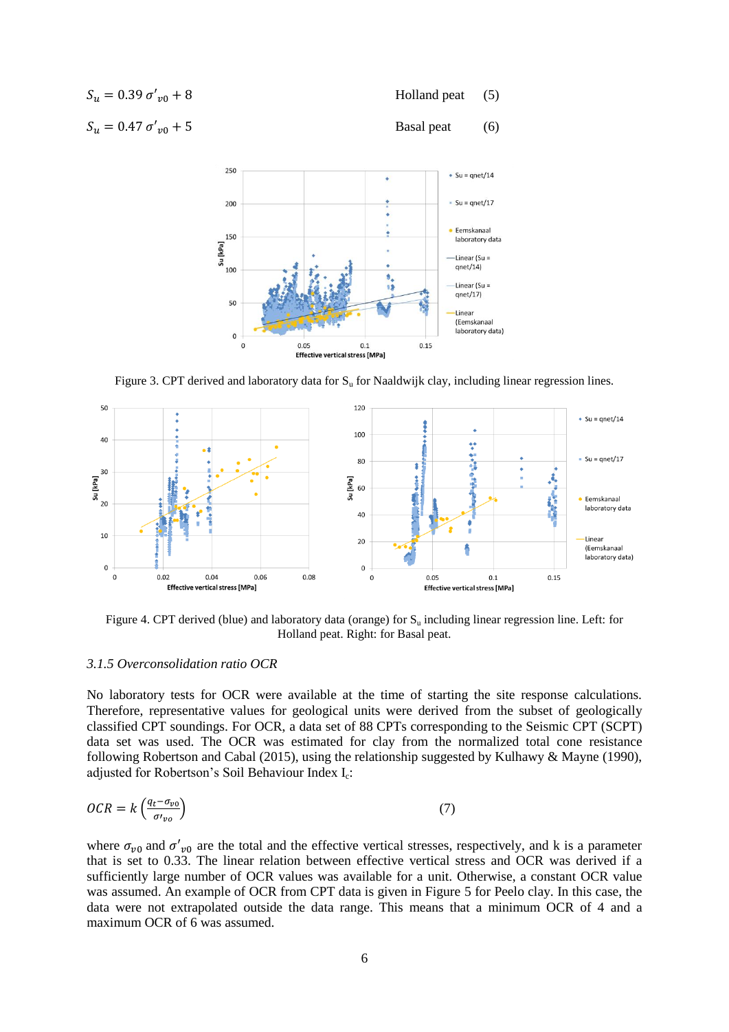$$S_u = 0.39\,\sigma'_{v0} + 8 \qquad \text{Holland peat} \qquad (5)$$

$$S_u = 0.47\,\sigma'_{v0} + 5 \qquad \text{Basal peat} \qquad (6)$$

Figure 3. CPT derived and laboratory data for $S_u$ for Naaldwijk clay, including linear regression lines.

Figure 4. CPT derived (blue) and laboratory data (orange) for $S_u$ including linear regression line. Left: for Holland peat. Right: for Basal peat.

### *3.1.5 Overconsolidation ratio OCR*

No laboratory tests for OCR were available at the time of starting the site response calculations. Therefore, representative values for geological units were derived from the subset of geologically classified CPT soundings. For OCR, a data set of 88 CPTs corresponding to the Seismic CPT (SCPT) data set was used. The OCR was estimated for clay from the normalized total cone resistance following Robertson and Cabal (2015), using the relationship suggested by Kulhawy & Mayne (1990), adjusted for Robertson's Soil Behaviour Index $I_c$:

$$OCR = k\left(\frac{q_t - \sigma_{v0}}{\sigma'_{vo}}\right) \qquad (7)$$

where $\sigma_{v0}$ and $\sigma'_{v0}$ are the total and the effective vertical stresses, respectively, and k is a parameter that is set to 0.33. The linear relation between effective vertical stress and OCR was derived if a sufficiently large number of OCR values was available for a unit. Otherwise, a constant OCR value was assumed. An example of OCR from CPT data is given in Figure 5 for Peelo clay. In this case, the data were not extrapolated outside the data range. This means that a minimum OCR of 4 and a maximum OCR of 6 was assumed.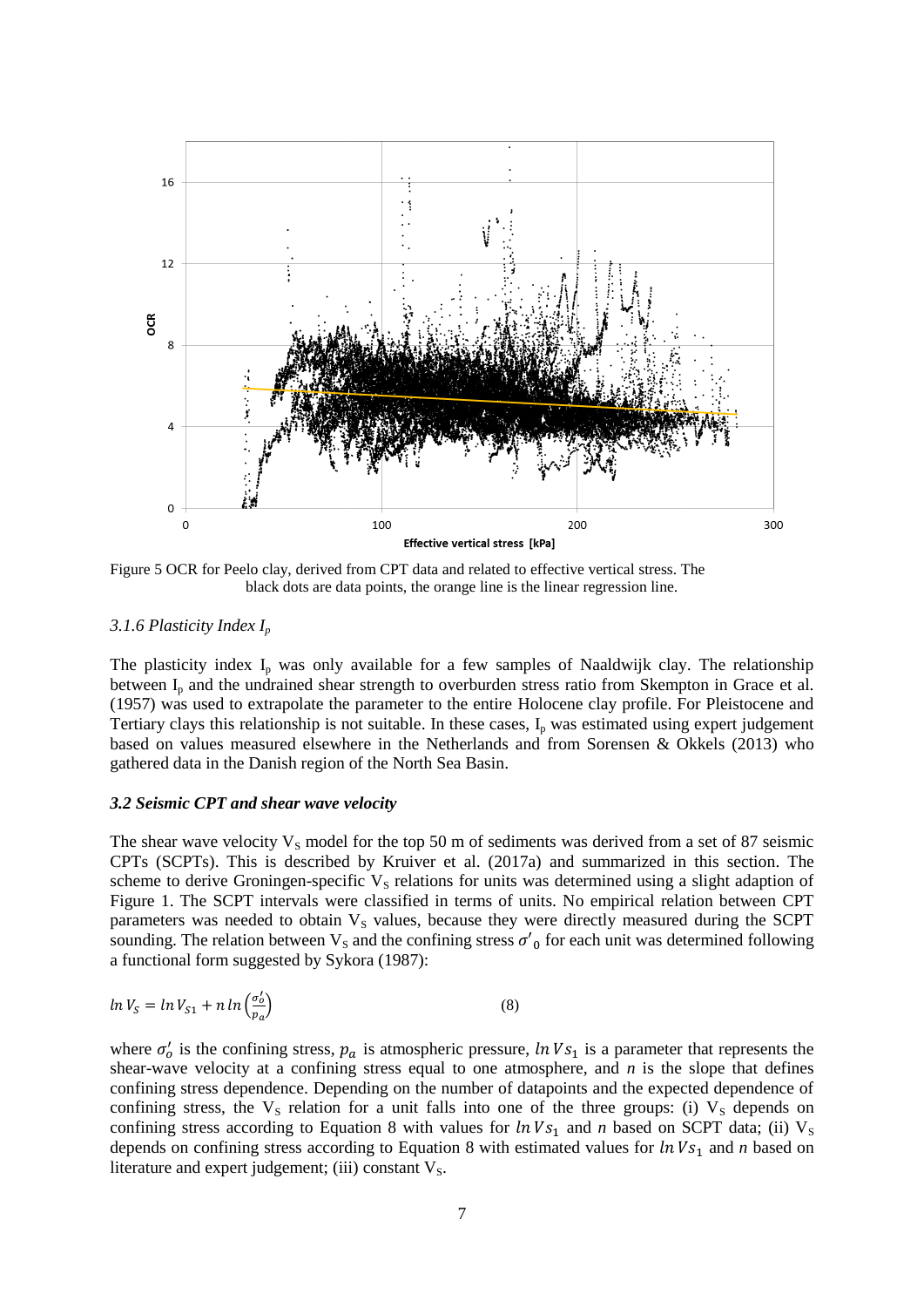Figure 5 OCR for Peelo clay, derived from CPT data and related to effective vertical stress. The black dots are data points, the orange line is the linear regression line.

### *3.1.6 Plasticity Index $I_p$*

The plasticity index $I_p$ was only available for a few samples of Naaldwijk clay. The relationship between $I_p$ and the undrained shear strength to overburden stress ratio from Skempton in Grace et al. (1957) was used to extrapolate the parameter to the entire Holocene clay profile. For Pleistocene and Tertiary clays this relationship is not suitable. In these cases, $I_p$ was estimated using expert judgement based on values measured elsewhere in the Netherlands and from Sorensen & Okkels (2013) who gathered data in the Danish region of the North Sea Basin.

### ***3.2 Seismic CPT and shear wave velocity***

The shear wave velocity $V_S$ model for the top 50 m of sediments was derived from a set of 87 seismic CPTs (SCPTs). This is described by Kruiver et al. (2017a) and summarized in this section. The scheme to derive Groningen-specific $V_S$ relations for units was determined using a slight adaption of Figure 1. The SCPT intervals were classified in terms of units. No empirical relation between CPT parameters was needed to obtain $V_S$ values, because they were directly measured during the SCPT sounding. The relation between $V_S$ and the confining stress $\sigma'_0$ for each unit was determined following a functional form suggested by Sykora (1987):

$$\ln V_S = \ln V_{S1} + n \ln\left(\frac{\sigma'_o}{p_a}\right) \qquad (8)$$

where $\sigma'_o$ is the confining stress, $p_a$ is atmospheric pressure, $\ln Vs_1$ is a parameter that represents the shear-wave velocity at a confining stress equal to one atmosphere, and $n$ is the slope that defines confining stress dependence. Depending on the number of datapoints and the expected dependence of confining stress, the $V_S$ relation for a unit falls into one of the three groups: (i) $V_S$ depends on confining stress according to Equation 8 with values for $\ln Vs_1$ and $n$ based on SCPT data; (ii) $V_S$ depends on confining stress according to Equation 8 with estimated values for $\ln Vs_1$ and $n$ based on literature and expert judgement; (iii) constant $V_S$.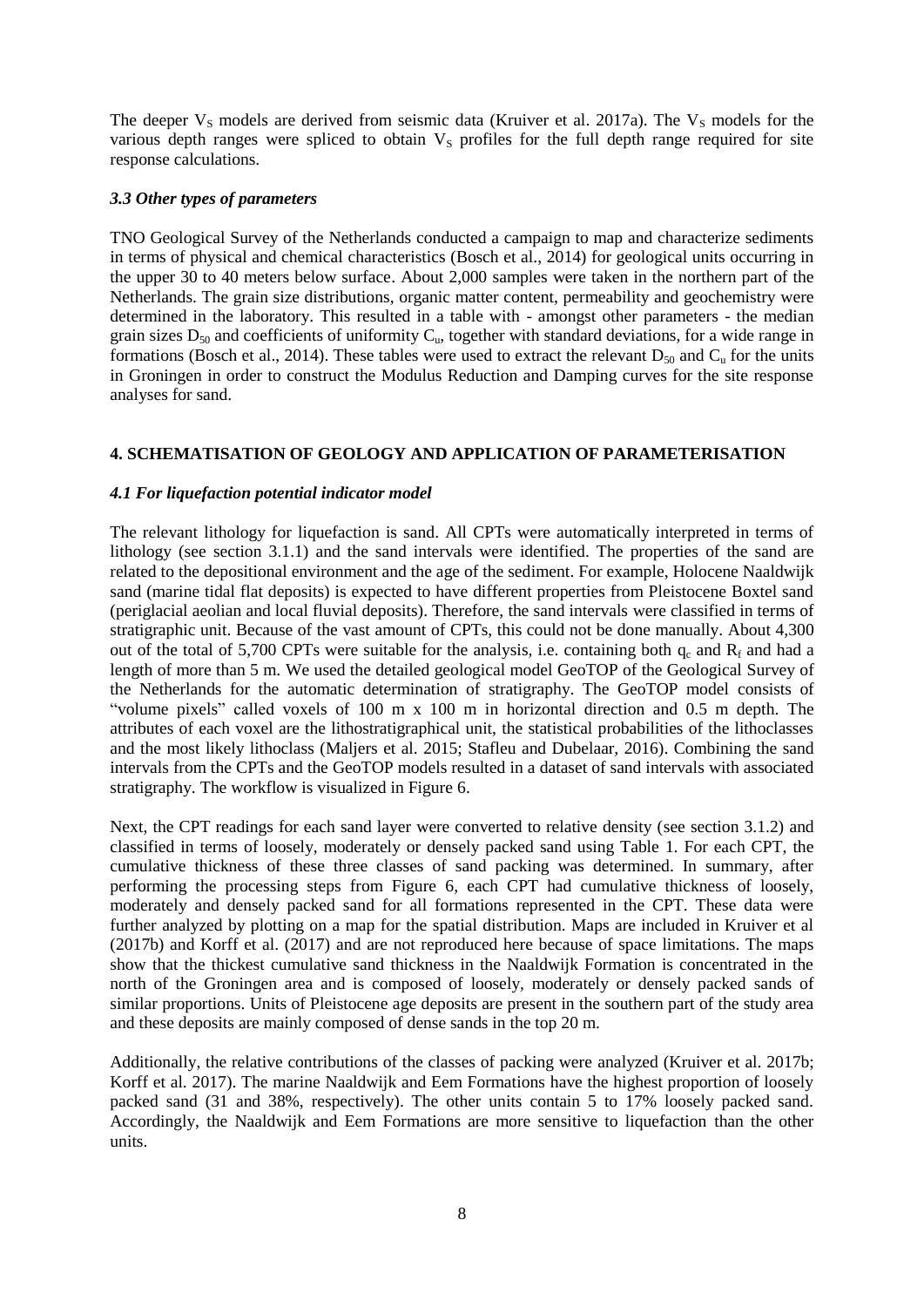The deeper $V_S$ models are derived from seismic data (Kruiver et al. 2017a). The $V_S$ models for the various depth ranges were spliced to obtain $V_S$ profiles for the full depth range required for site response calculations.

### *3.3 Other types of parameters*

TNO Geological Survey of the Netherlands conducted a campaign to map and characterize sediments in terms of physical and chemical characteristics (Bosch et al., 2014) for geological units occurring in the upper 30 to 40 meters below surface. About 2,000 samples were taken in the northern part of the Netherlands. The grain size distributions, organic matter content, permeability and geochemistry were determined in the laboratory. This resulted in a table with - amongst other parameters - the median grain sizes $D_{50}$ and coefficients of uniformity $C_u$, together with standard deviations, for a wide range in formations (Bosch et al., 2014). These tables were used to extract the relevant $D_{50}$ and $C_u$ for the units in Groningen in order to construct the Modulus Reduction and Damping curves for the site response analyses for sand.

## 4. SCHEMATISATION OF GEOLOGY AND APPLICATION OF PARAMETERISATION

### *4.1 For liquefaction potential indicator model*

The relevant lithology for liquefaction is sand. All CPTs were automatically interpreted in terms of lithology (see section 3.1.1) and the sand intervals were identified. The properties of the sand are related to the depositional environment and the age of the sediment. For example, Holocene Naaldwijk sand (marine tidal flat deposits) is expected to have different properties from Pleistocene Boxtel sand (periglacial aeolian and local fluvial deposits). Therefore, the sand intervals were classified in terms of stratigraphic unit. Because of the vast amount of CPTs, this could not be done manually. About 4,300 out of the total of 5,700 CPTs were suitable for the analysis, i.e. containing both $q_c$ and $R_f$ and had a length of more than 5 m. We used the detailed geological model GeoTOP of the Geological Survey of the Netherlands for the automatic determination of stratigraphy. The GeoTOP model consists of "volume pixels" called voxels of 100 m x 100 m in horizontal direction and 0.5 m depth. The attributes of each voxel are the lithostratigraphical unit, the statistical probabilities of the lithoclasses and the most likely lithoclass (Maljers et al. 2015; Stafleu and Dubelaar, 2016). Combining the sand intervals from the CPTs and the GeoTOP models resulted in a dataset of sand intervals with associated stratigraphy. The workflow is visualized in Figure 6.

Next, the CPT readings for each sand layer were converted to relative density (see section 3.1.2) and classified in terms of loosely, moderately or densely packed sand using Table 1. For each CPT, the cumulative thickness of these three classes of sand packing was determined. In summary, after performing the processing steps from Figure 6, each CPT had cumulative thickness of loosely, moderately and densely packed sand for all formations represented in the CPT. These data were further analyzed by plotting on a map for the spatial distribution. Maps are included in Kruiver et al (2017b) and Korff et al. (2017) and are not reproduced here because of space limitations. The maps show that the thickest cumulative sand thickness in the Naaldwijk Formation is concentrated in the north of the Groningen area and is composed of loosely, moderately or densely packed sands of similar proportions. Units of Pleistocene age deposits are present in the southern part of the study area and these deposits are mainly composed of dense sands in the top 20 m.

Additionally, the relative contributions of the classes of packing were analyzed (Kruiver et al. 2017b; Korff et al. 2017). The marine Naaldwijk and Eem Formations have the highest proportion of loosely packed sand (31 and 38%, respectively). The other units contain 5 to 17% loosely packed sand. Accordingly, the Naaldwijk and Eem Formations are more sensitive to liquefaction than the other units.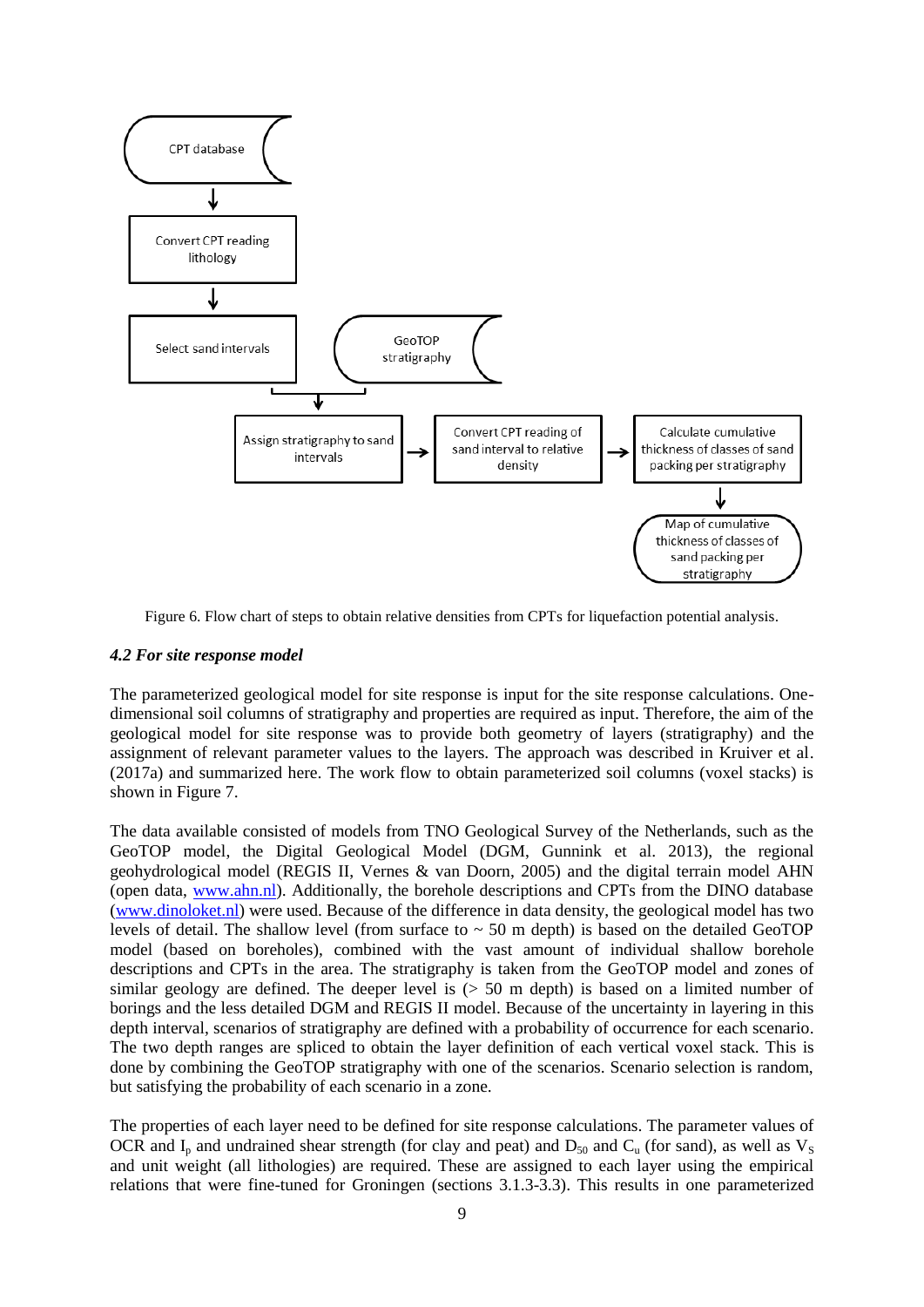Figure 6. Flow chart of steps to obtain relative densities from CPTs for liquefaction potential analysis.

### *4.2 For site response model*

The parameterized geological model for site response is input for the site response calculations. One-dimensional soil columns of stratigraphy and properties are required as input. Therefore, the aim of the geological model for site response was to provide both geometry of layers (stratigraphy) and the assignment of relevant parameter values to the layers. The approach was described in Kruiver et al. (2017a) and summarized here. The work flow to obtain parameterized soil columns (voxel stacks) is shown in Figure 7.

The data available consisted of models from TNO Geological Survey of the Netherlands, such as the GeoTOP model, the Digital Geological Model (DGM, Gunnink et al. 2013), the regional geohydrological model (REGIS II, Vernes & van Doorn, 2005) and the digital terrain model AHN (open data, [www.ahn.nl](www.ahn.nl)). Additionally, the borehole descriptions and CPTs from the DINO database ([www.dinoloket.nl](www.dinoloket.nl)) were used. Because of the difference in data density, the geological model has two levels of detail. The shallow level (from surface to ~ 50 m depth) is based on the detailed GeoTOP model (based on boreholes), combined with the vast amount of individual shallow borehole descriptions and CPTs in the area. The stratigraphy is taken from the GeoTOP model and zones of similar geology are defined. The deeper level is (> 50 m depth) is based on a limited number of borings and the less detailed DGM and REGIS II model. Because of the uncertainty in layering in this depth interval, scenarios of stratigraphy are defined with a probability of occurrence for each scenario. The two depth ranges are spliced to obtain the layer definition of each vertical voxel stack. This is done by combining the GeoTOP stratigraphy with one of the scenarios. Scenario selection is random, but satisfying the probability of each scenario in a zone.

The properties of each layer need to be defined for site response calculations. The parameter values of OCR and $I_p$ and undrained shear strength (for clay and peat) and $D_{50}$ and $C_u$ (for sand), as well as $V_S$ and unit weight (all lithologies) are required. These are assigned to each layer using the empirical relations that were fine-tuned for Groningen (sections 3.1.3-3.3). This results in one parameterized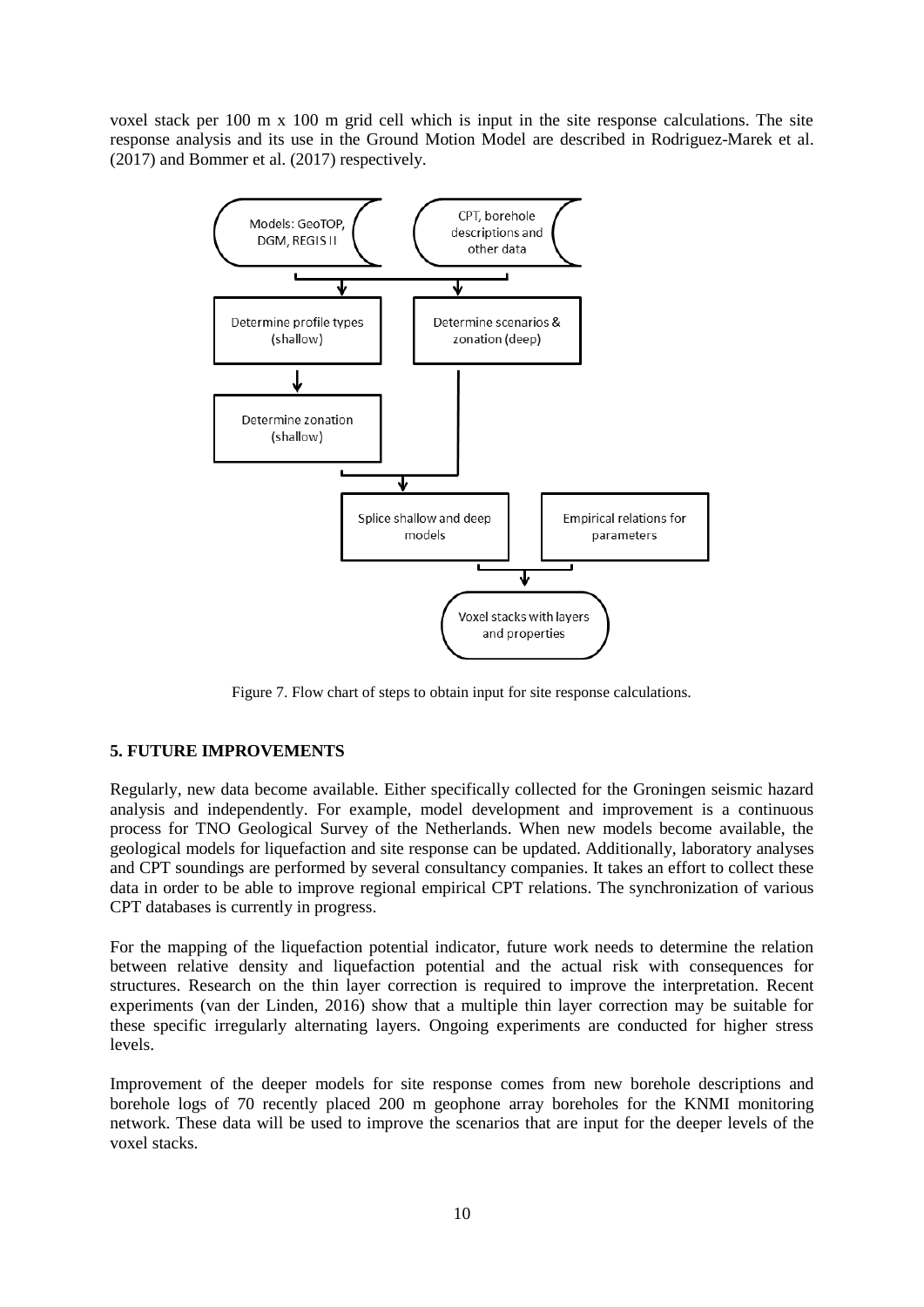voxel stack per 100 m x 100 m grid cell which is input in the site response calculations. The site response analysis and its use in the Ground Motion Model are described in Rodriguez-Marek et al. (2017) and Bommer et al. (2017) respectively.

Figure 7. Flow chart of steps to obtain input for site response calculations.

## 5. FUTURE IMPROVEMENTS

Regularly, new data become available. Either specifically collected for the Groningen seismic hazard analysis and independently. For example, model development and improvement is a continuous process for TNO Geological Survey of the Netherlands. When new models become available, the geological models for liquefaction and site response can be updated. Additionally, laboratory analyses and CPT soundings are performed by several consultancy companies. It takes an effort to collect these data in order to be able to improve regional empirical CPT relations. The synchronization of various CPT databases is currently in progress.

For the mapping of the liquefaction potential indicator, future work needs to determine the relation between relative density and liquefaction potential and the actual risk with consequences for structures. Research on the thin layer correction is required to improve the interpretation. Recent experiments (van der Linden, 2016) show that a multiple thin layer correction may be suitable for these specific irregularly alternating layers. Ongoing experiments are conducted for higher stress levels.

Improvement of the deeper models for site response comes from new borehole descriptions and borehole logs of 70 recently placed 200 m geophone array boreholes for the KNMI monitoring network. These data will be used to improve the scenarios that are input for the deeper levels of the voxel stacks.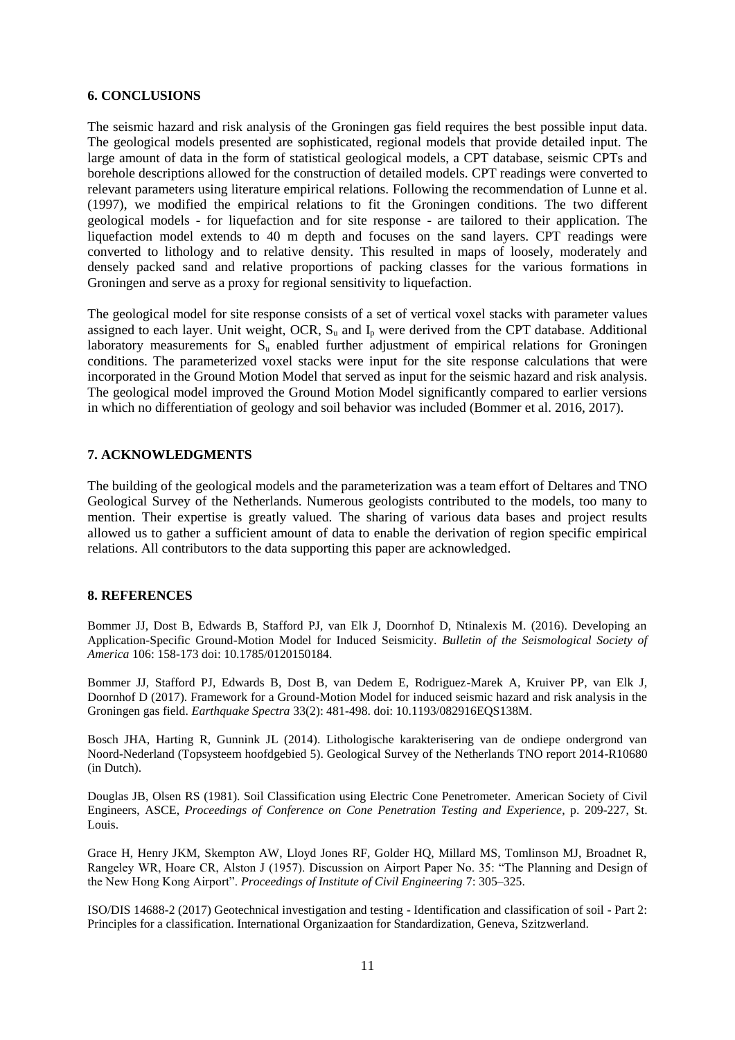## 6. CONCLUSIONS

The seismic hazard and risk analysis of the Groningen gas field requires the best possible input data. The geological models presented are sophisticated, regional models that provide detailed input. The large amount of data in the form of statistical geological models, a CPT database, seismic CPTs and borehole descriptions allowed for the construction of detailed models. CPT readings were converted to relevant parameters using literature empirical relations. Following the recommendation of Lunne et al. (1997), we modified the empirical relations to fit the Groningen conditions. The two different geological models - for liquefaction and for site response - are tailored to their application. The liquefaction model extends to 40 m depth and focuses on the sand layers. CPT readings were converted to lithology and to relative density. This resulted in maps of loosely, moderately and densely packed sand and relative proportions of packing classes for the various formations in Groningen and serve as a proxy for regional sensitivity to liquefaction.

The geological model for site response consists of a set of vertical voxel stacks with parameter values assigned to each layer. Unit weight, OCR, $S_u$ and $I_p$ were derived from the CPT database. Additional laboratory measurements for $S_u$ enabled further adjustment of empirical relations for Groningen conditions. The parameterized voxel stacks were input for the site response calculations that were incorporated in the Ground Motion Model that served as input for the seismic hazard and risk analysis. The geological model improved the Ground Motion Model significantly compared to earlier versions in which no differentiation of geology and soil behavior was included (Bommer et al. 2016, 2017).

## 7. ACKNOWLEDGMENTS

The building of the geological models and the parameterization was a team effort of Deltares and TNO Geological Survey of the Netherlands. Numerous geologists contributed to the models, too many to mention. Their expertise is greatly valued. The sharing of various data bases and project results allowed us to gather a sufficient amount of data to enable the derivation of region specific empirical relations. All contributors to the data supporting this paper are acknowledged.

## 8. REFERENCES

Bommer JJ, Dost B, Edwards B, Stafford PJ, van Elk J, Doornhof D, Ntinalexis M. (2016). Developing an Application-Specific Ground-Motion Model for Induced Seismicity. *Bulletin of the Seismological Society of America* 106: 158-173 doi: 10.1785/0120150184.

Bommer JJ, Stafford PJ, Edwards B, Dost B, van Dedem E, Rodriguez-Marek A, Kruiver PP, van Elk J, Doornhof D (2017). Framework for a Ground-Motion Model for induced seismic hazard and risk analysis in the Groningen gas field. *Earthquake Spectra* 33(2): 481-498. doi: 10.1193/082916EQS138M.

Bosch JHA, Harting R, Gunnink JL (2014). Lithologische karakterisering van de ondiepe ondergrond van Noord-Nederland (Topsysteem hoofdgebied 5). Geological Survey of the Netherlands TNO report 2014-R10680 (in Dutch).

Douglas JB, Olsen RS (1981). Soil Classification using Electric Cone Penetrometer. American Society of Civil Engineers, ASCE, *Proceedings of Conference on Cone Penetration Testing and Experience*, p. 209-227, St. Louis.

Grace H, Henry JKM, Skempton AW, Lloyd Jones RF, Golder HQ, Millard MS, Tomlinson MJ, Broadnet R, Rangeley WR, Hoare CR, Alston J (1957). Discussion on Airport Paper No. 35: "The Planning and Design of the New Hong Kong Airport". *Proceedings of Institute of Civil Engineering* 7: 305–325.

ISO/DIS 14688-2 (2017) Geotechnical investigation and testing - Identification and classification of soil - Part 2: Principles for a classification. International Organizaation for Standardization, Geneva, Szitzwerland.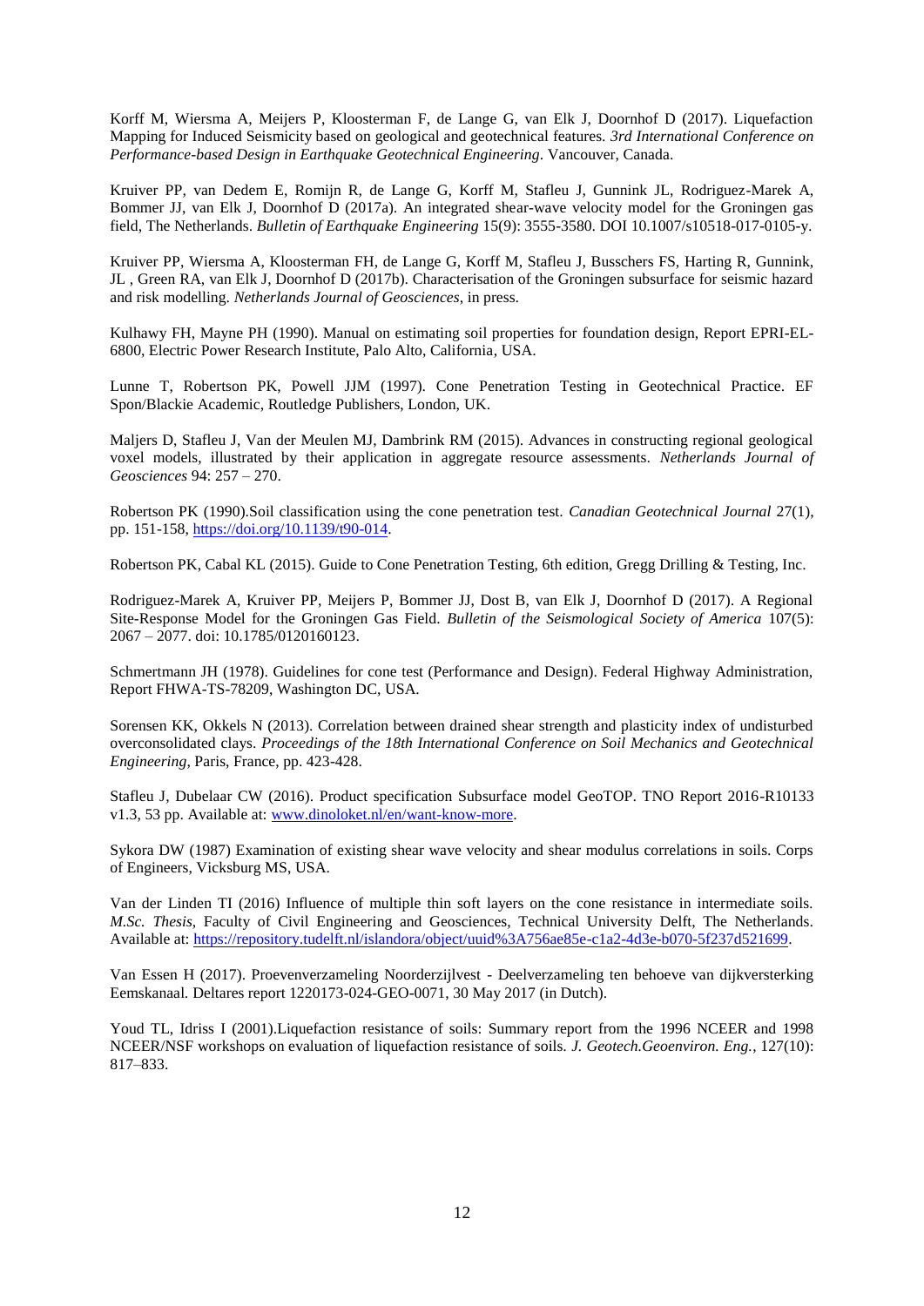Korff M, Wiersma A, Meijers P, Kloosterman F, de Lange G, van Elk J, Doornhof D (2017). Liquefaction Mapping for Induced Seismicity based on geological and geotechnical features. *3rd International Conference on Performance-based Design in Earthquake Geotechnical Engineering*. Vancouver, Canada.

Kruiver PP, van Dedem E, Romijn R, de Lange G, Korff M, Stafleu J, Gunnink JL, Rodriguez-Marek A, Bommer JJ, van Elk J, Doornhof D (2017a). An integrated shear-wave velocity model for the Groningen gas field, The Netherlands. *Bulletin of Earthquake Engineering* 15(9): 3555-3580. DOI 10.1007/s10518-017-0105-y.

Kruiver PP, Wiersma A, Kloosterman FH, de Lange G, Korff M, Stafleu J, Busschers FS, Harting R, Gunnink, JL , Green RA, van Elk J, Doornhof D (2017b). Characterisation of the Groningen subsurface for seismic hazard and risk modelling. *Netherlands Journal of Geosciences*, in press.

Kulhawy FH, Mayne PH (1990). Manual on estimating soil properties for foundation design, Report EPRI-EL-6800, Electric Power Research Institute, Palo Alto, California, USA.

Lunne T, Robertson PK, Powell JJM (1997). Cone Penetration Testing in Geotechnical Practice. EF Spon/Blackie Academic, Routledge Publishers, London, UK.

Maljers D, Stafleu J, Van der Meulen MJ, Dambrink RM (2015). Advances in constructing regional geological voxel models, illustrated by their application in aggregate resource assessments. *Netherlands Journal of Geosciences* 94: 257 – 270.

Robertson PK (1990).Soil classification using the cone penetration test. *Canadian Geotechnical Journal* 27(1), pp. 151-158, https://doi.org/10.1139/t90-014.

Robertson PK, Cabal KL (2015). Guide to Cone Penetration Testing, 6th edition, Gregg Drilling & Testing, Inc.

Rodriguez-Marek A, Kruiver PP, Meijers P, Bommer JJ, Dost B, van Elk J, Doornhof D (2017). A Regional Site-Response Model for the Groningen Gas Field. *Bulletin of the Seismological Society of America* 107(5): 2067 – 2077. doi: 10.1785/0120160123.

Schmertmann JH (1978). Guidelines for cone test (Performance and Design). Federal Highway Administration, Report FHWA-TS-78209, Washington DC, USA.

Sorensen KK, Okkels N (2013). Correlation between drained shear strength and plasticity index of undisturbed overconsolidated clays. *Proceedings of the 18th International Conference on Soil Mechanics and Geotechnical Engineering*, Paris, France, pp. 423-428.

Stafleu J, Dubelaar CW (2016). Product specification Subsurface model GeoTOP. TNO Report 2016-R10133 v1.3, 53 pp. Available at: www.dinoloket.nl/en/want-know-more.

Sykora DW (1987) Examination of existing shear wave velocity and shear modulus correlations in soils. Corps of Engineers, Vicksburg MS, USA.

Van der Linden TI (2016) Influence of multiple thin soft layers on the cone resistance in intermediate soils. *M.Sc. Thesis*, Faculty of Civil Engineering and Geosciences, Technical University Delft, The Netherlands. Available at: https://repository.tudelft.nl/islandora/object/uuid%3A756ae85e-c1a2-4d3e-b070-5f237d521699.

Van Essen H (2017). Proevenverzameling Noorderzijlvest - Deelverzameling ten behoeve van dijkversterking Eemskanaal. Deltares report 1220173-024-GEO-0071, 30 May 2017 (in Dutch).

Youd TL, Idriss I (2001).Liquefaction resistance of soils: Summary report from the 1996 NCEER and 1998 NCEER/NSF workshops on evaluation of liquefaction resistance of soils. *J. Geotech.Geoenviron. Eng.*, 127(10): 817–833.